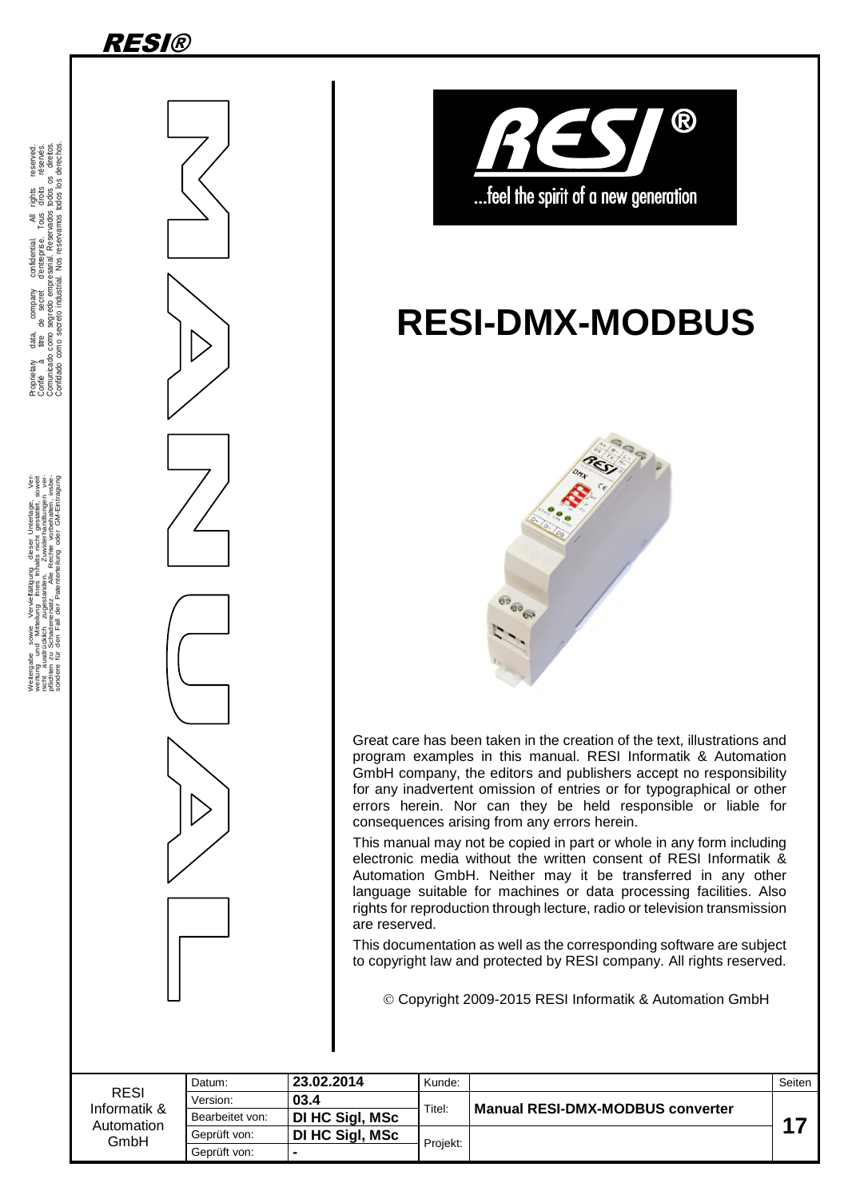# RESI-DMX-MODBUS

Great care has been taken in the creation of the text, illustrations and program examples in this manual. RESI Informatik & Automation GmbH company, the editors and publishers accept no responsibility for any inadvertent omission of entries or for typographical or other errors herein. Nor can they be held responsible or liable for consequences arising from any errors herein.

This manual may not be copied in part or whole in any form including electronic media without the written consent of RESI Informatik & Automation GmbH. Neither may it be transferred in any other language suitable for machines or data processing facilities. Also rights for reproduction through lecture, radio or television transmission are reserved.

This documentation as well as the corresponding software are subject to copyright law and protected by RESI company. All rights reserved.

© Copyright 2009-2015 RESI Informatik & Automation GmbH

| RESI Informatik & Automation GmbH | Datum: | 23.02.2014 | Kunde: | | Seiten |
|---|---|---|---|---|---|
| | Version: | 03.4 | Titel: | Manual RESI-DMX-MODBUS converter | 17 |
| | Bearbeitet von: | DI HC Sigl, MSc | | | |
| | Geprüft von: | DI HC Sigl, MSc | Projekt: | | |
| | Geprüft von: | - | | | |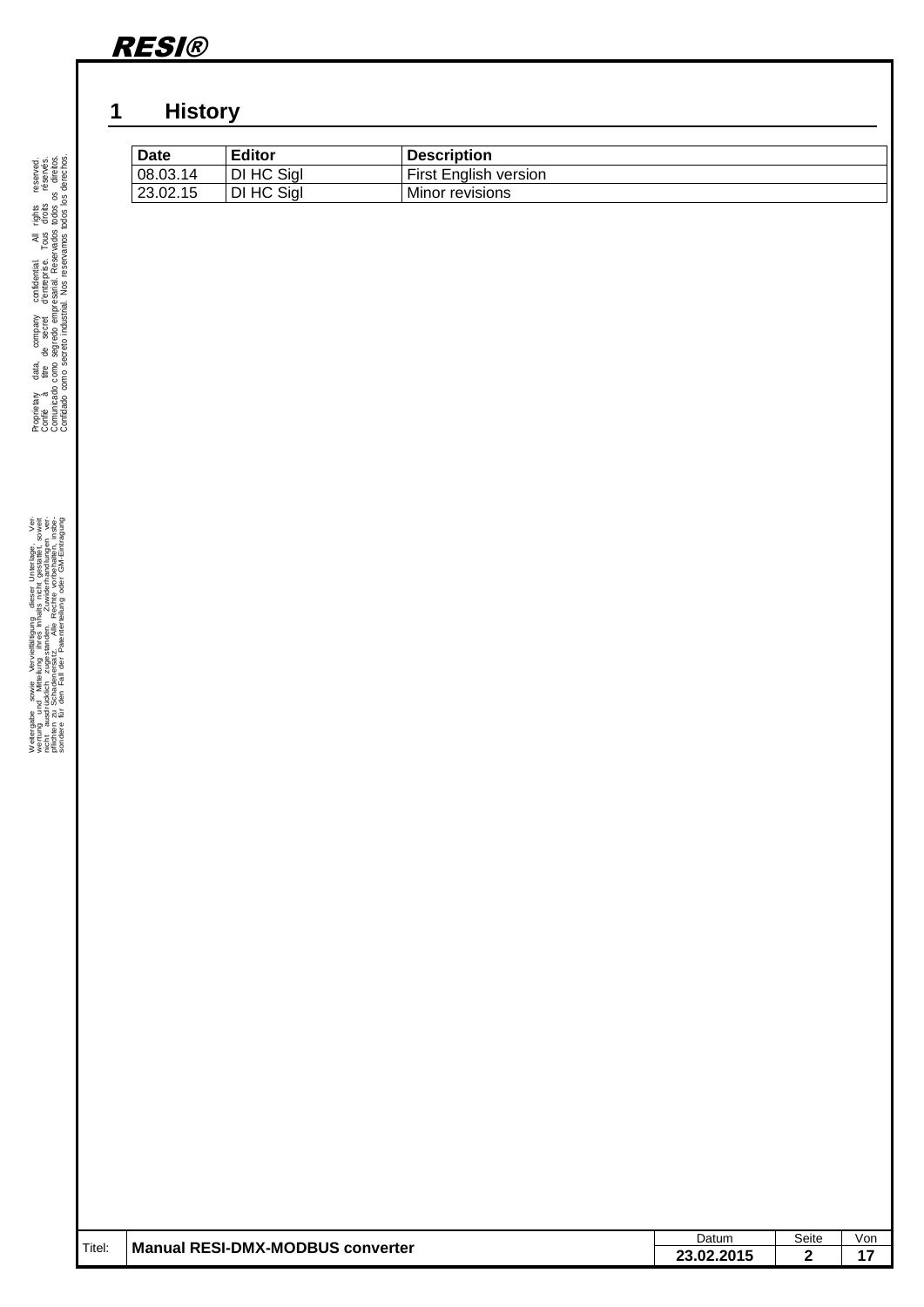# 1 History

| Date | Editor | Description |
| --- | --- | --- |
| 08.03.14 | DI HC Sigl | First English version |
| 23.02.15 | DI HC Sigl | Minor revisions |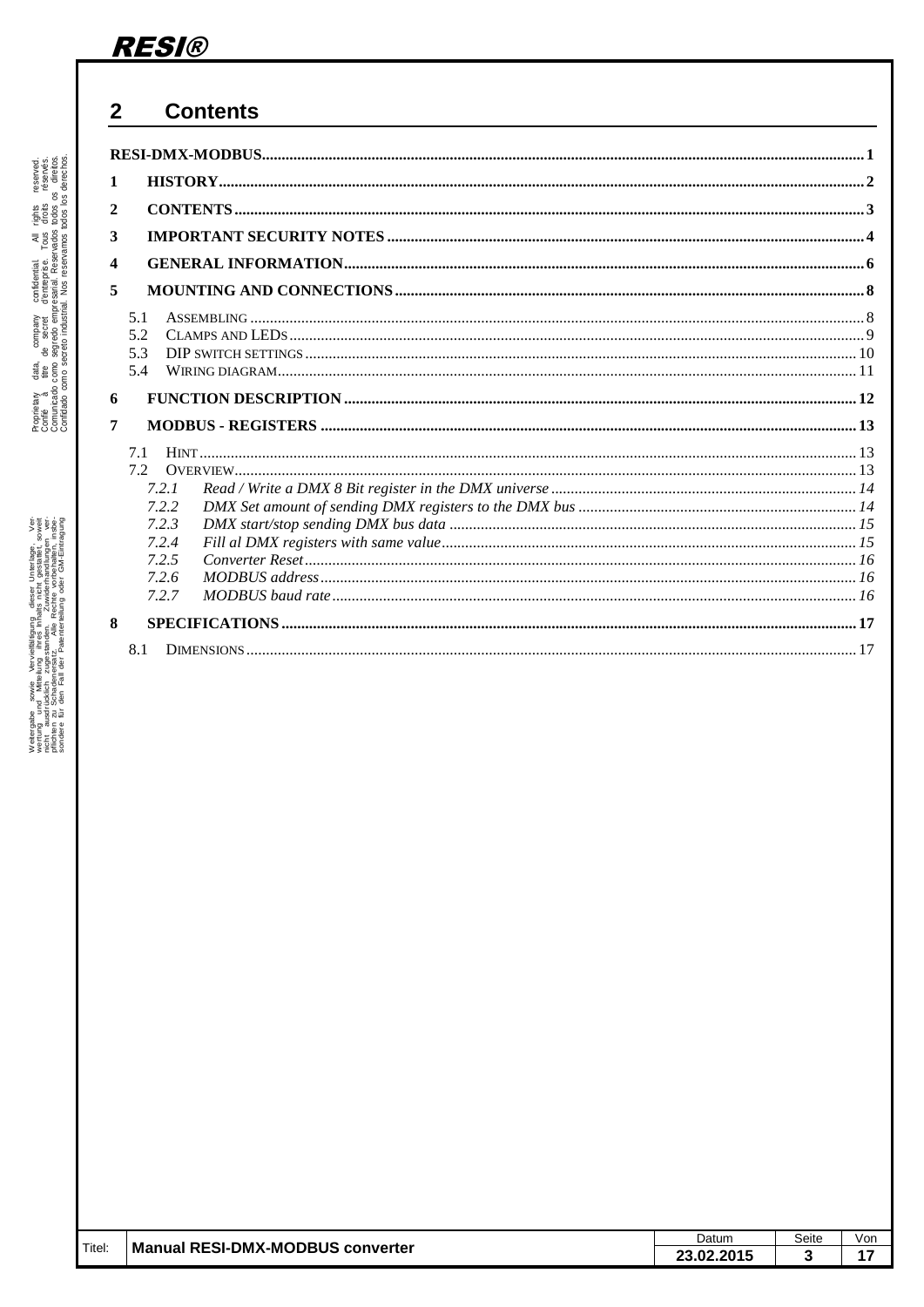# 2 Contents

RESI-DMX-MODBUS ........ 1

1 HISTORY ........ 2

2 CONTENTS ........ 3

3 IMPORTANT SECURITY NOTES ........ 4

4 GENERAL INFORMATION ........ 6

5 MOUNTING AND CONNECTIONS ........ 8

- 5.1 ASSEMBLING ........ 8
- 5.2 CLAMPS AND LEDS ........ 9
- 5.3 DIP SWITCH SETTINGS ........ 10
- 5.4 WIRING DIAGRAM ........ 11

6 FUNCTION DESCRIPTION ........ 12

7 MODBUS - REGISTERS ........ 13

- 7.1 HINT ........ 13
- 7.2 OVERVIEW ........ 13
  - *7.2.1 Read / Write a DMX 8 Bit register in the DMX universe ........ 14*
  - *7.2.2 DMX Set amount of sending DMX registers to the DMX bus ........ 14*
  - *7.2.3 DMX start/stop sending DMX bus data ........ 15*
  - *7.2.4 Fill al DMX registers with same value ........ 15*
  - *7.2.5 Converter Reset ........ 16*
  - *7.2.6 MODBUS address ........ 16*
  - *7.2.7 MODBUS baud rate ........ 16*

8 SPECIFICATIONS ........ 17

- 8.1 DIMENSIONS ........ 17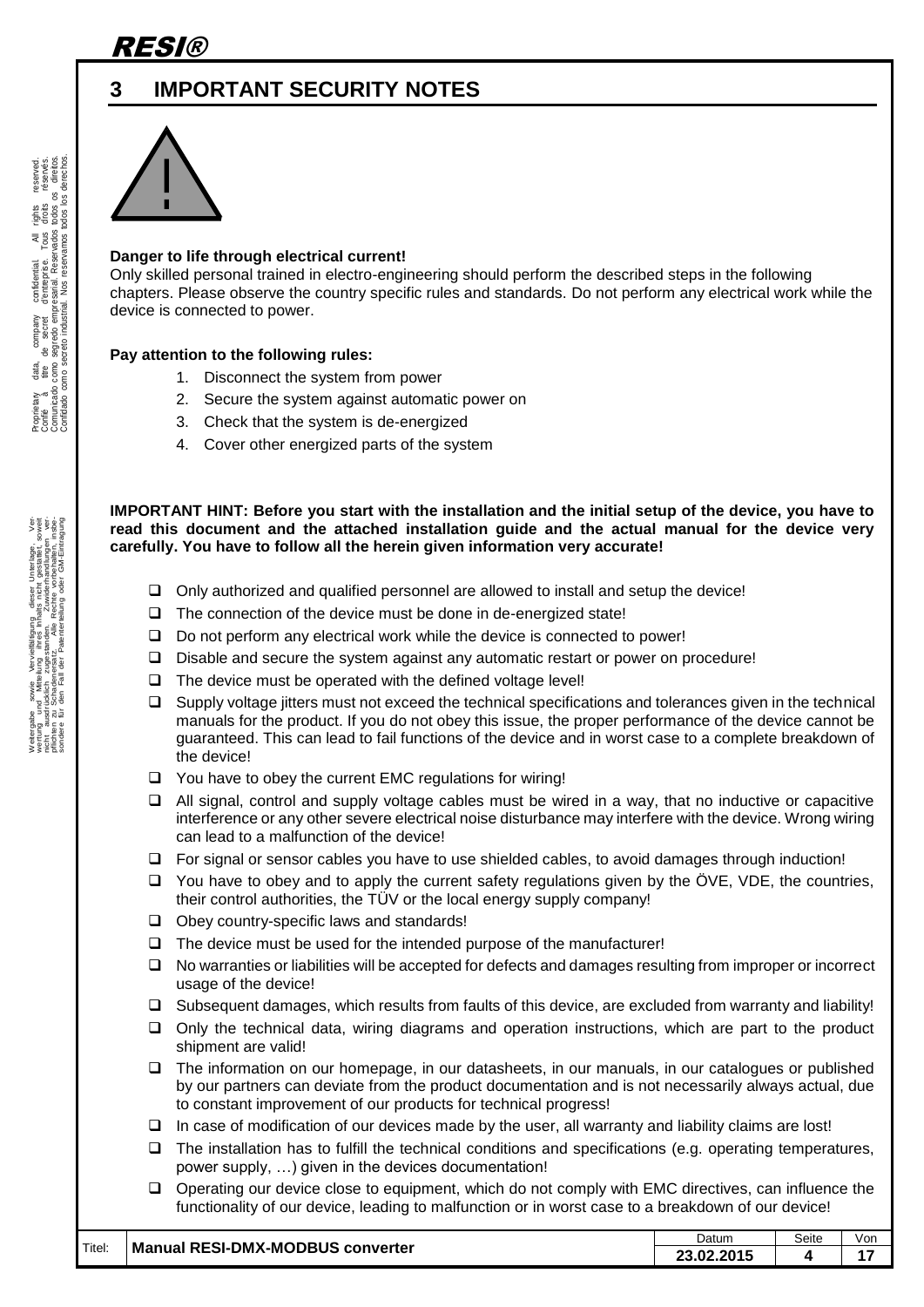# 3 IMPORTANT SECURITY NOTES

**Danger to life through electrical current!**
Only skilled personal trained in electro-engineering should perform the described steps in the following chapters. Please observe the country specific rules and standards. Do not perform any electrical work while the device is connected to power.

**Pay attention to the following rules:**

1. Disconnect the system from power
2. Secure the system against automatic power on
3. Check that the system is de-energized
4. Cover other energized parts of the system

**IMPORTANT HINT: Before you start with the installation and the initial setup of the device, you have to read this document and the attached installation guide and the actual manual for the device very carefully. You have to follow all the herein given information very accurate!**

- Only authorized and qualified personnel are allowed to install and setup the device!
- The connection of the device must be done in de-energized state!
- Do not perform any electrical work while the device is connected to power!
- Disable and secure the system against any automatic restart or power on procedure!
- The device must be operated with the defined voltage level!
- Supply voltage jitters must not exceed the technical specifications and tolerances given in the technical manuals for the product. If you do not obey this issue, the proper performance of the device cannot be guaranteed. This can lead to fail functions of the device and in worst case to a complete breakdown of the device!
- You have to obey the current EMC regulations for wiring!
- All signal, control and supply voltage cables must be wired in a way, that no inductive or capacitive interference or any other severe electrical noise disturbance may interfere with the device. Wrong wiring can lead to a malfunction of the device!
- For signal or sensor cables you have to use shielded cables, to avoid damages through induction!
- You have to obey and to apply the current safety regulations given by the ÖVE, VDE, the countries, their control authorities, the TÜV or the local energy supply company!
- Obey country-specific laws and standards!
- The device must be used for the intended purpose of the manufacturer!
- No warranties or liabilities will be accepted for defects and damages resulting from improper or incorrect usage of the device!
- Subsequent damages, which results from faults of this device, are excluded from warranty and liability!
- Only the technical data, wiring diagrams and operation instructions, which are part to the product shipment are valid!
- The information on our homepage, in our datasheets, in our manuals, in our catalogues or published by our partners can deviate from the product documentation and is not necessarily always actual, due to constant improvement of our products for technical progress!
- In case of modification of our devices made by the user, all warranty and liability claims are lost!
- The installation has to fulfill the technical conditions and specifications (e.g. operating temperatures, power supply, …) given in the devices documentation!
- Operating our device close to equipment, which do not comply with EMC directives, can influence the functionality of our device, leading to malfunction or in worst case to a breakdown of our device!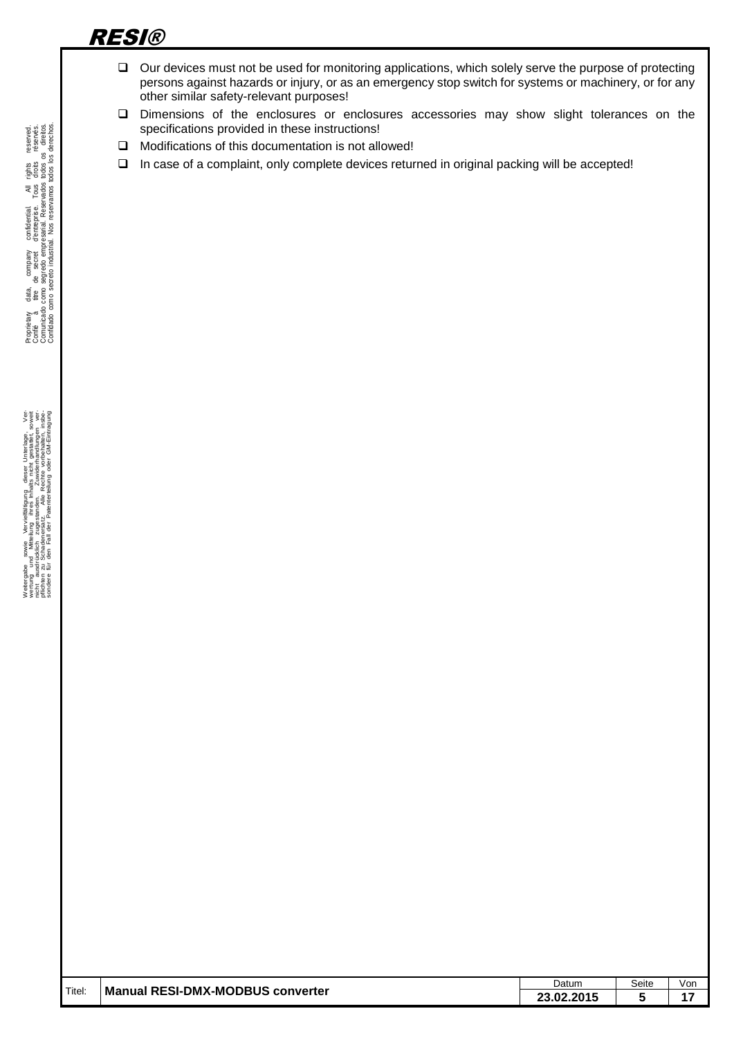- Our devices must not be used for monitoring applications, which solely serve the purpose of protecting persons against hazards or injury, or as an emergency stop switch for systems or machinery, or for any other similar safety-relevant purposes!
- Dimensions of the enclosures or enclosures accessories may show slight tolerances on the specifications provided in these instructions!
- Modifications of this documentation is not allowed!
- In case of a complaint, only complete devices returned in original packing will be accepted!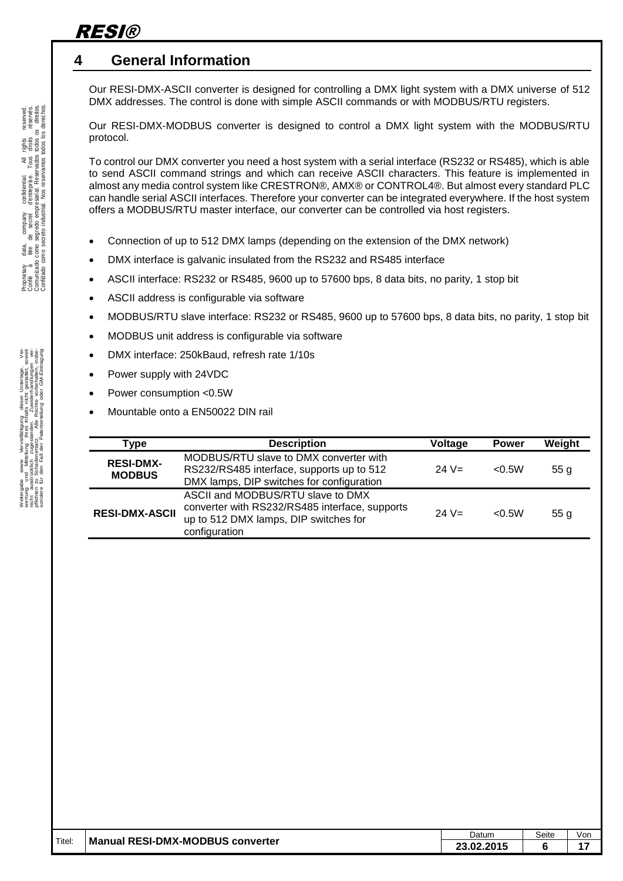# 4 General Information

Our RESI-DMX-ASCII converter is designed for controlling a DMX light system with a DMX universe of 512 DMX addresses. The control is done with simple ASCII commands or with MODBUS/RTU registers.

Our RESI-DMX-MODBUS converter is designed to control a DMX light system with the MODBUS/RTU protocol.

To control our DMX converter you need a host system with a serial interface (RS232 or RS485), which is able to send ASCII command strings and which can receive ASCII characters. This feature is implemented in almost any media control system like CRESTRON®, AMX® or CONTROL4®. But almost every standard PLC can handle serial ASCII interfaces. Therefore your converter can be integrated everywhere. If the host system offers a MODBUS/RTU master interface, our converter can be controlled via host registers.

- Connection of up to 512 DMX lamps (depending on the extension of the DMX network)
- DMX interface is galvanic insulated from the RS232 and RS485 interface
- ASCII interface: RS232 or RS485, 9600 up to 57600 bps, 8 data bits, no parity, 1 stop bit
- ASCII address is configurable via software
- MODBUS/RTU slave interface: RS232 or RS485, 9600 up to 57600 bps, 8 data bits, no parity, 1 stop bit
- MODBUS unit address is configurable via software
- DMX interface: 250kBaud, refresh rate 1/10s
- Power supply with 24VDC
- Power consumption <0.5W
- Mountable onto a EN50022 DIN rail

| Type | Description | Voltage | Power | Weight |
|---|---|---|---|---|
| **RESI-DMX-MODBUS** | MODBUS/RTU slave to DMX converter with RS232/RS485 interface, supports up to 512 DMX lamps, DIP switches for configuration | 24 V= | <0.5W | 55 g |
| **RESI-DMX-ASCII** | ASCII and MODBUS/RTU slave to DMX converter with RS232/RS485 interface, supports up to 512 DMX lamps, DIP switches for configuration | 24 V= | <0.5W | 55 g |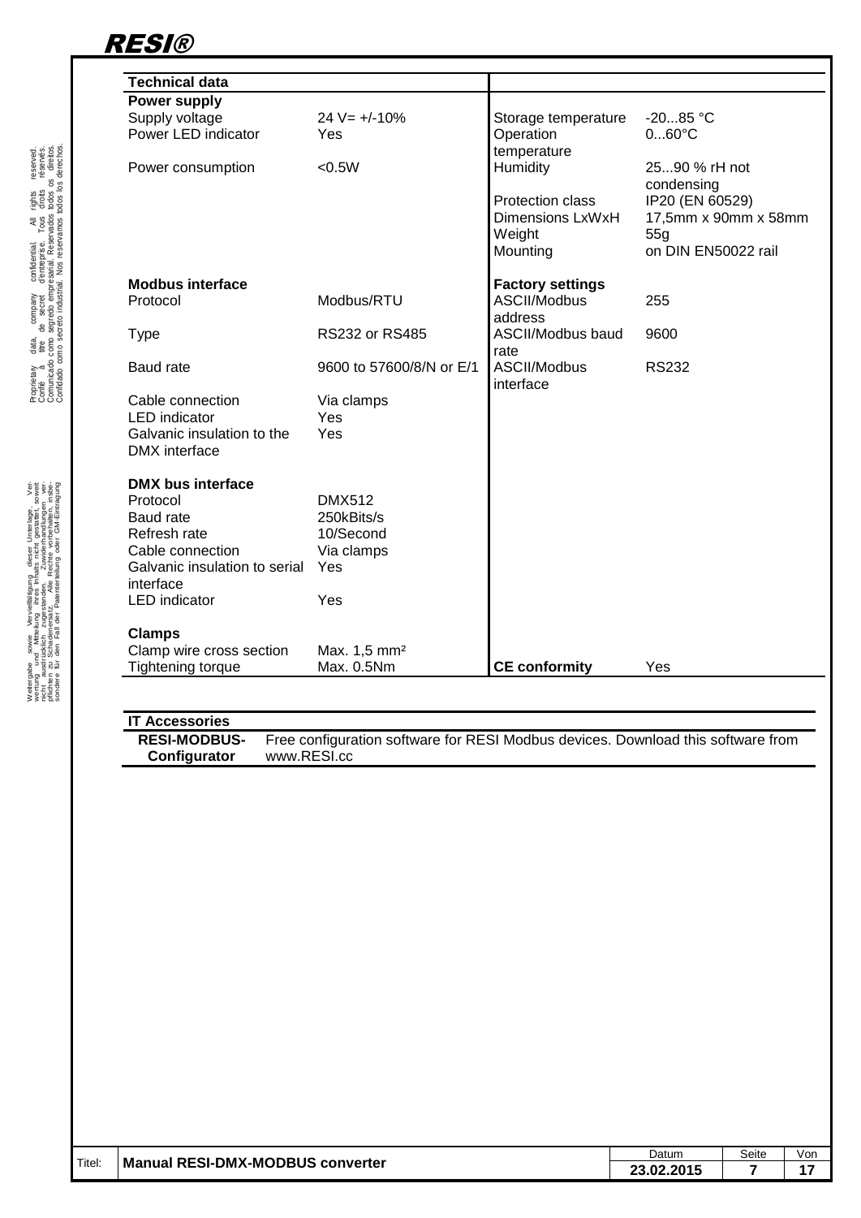## Technical data

| Power supply | | | |
|---|---|---|---|
| Supply voltage | 24 V= +/-10% | Storage temperature | -20...85 °C |
| Power LED indicator | Yes | Operation temperature | 0...60°C |
| Power consumption | <0.5W | Humidity | 25...90 % rH not condensing |
| | | Protection class | IP20 (EN 60529) |
| | | Dimensions LxWxH | 17,5mm x 90mm x 58mm |
| | | Weight | 55g |
| | | Mounting | on DIN EN50022 rail |
| **Modbus interface** | | **Factory settings** | |
| Protocol | Modbus/RTU | ASCII/Modbus address | 255 |
| Type | RS232 or RS485 | ASCII/Modbus baud rate | 9600 |
| Baud rate | 9600 to 57600/8/N or E/1 | ASCII/Modbus interface | RS232 |
| Cable connection | Via clamps | | |
| LED indicator | Yes | | |
| Galvanic insulation to the DMX interface | Yes | | |
| **DMX bus interface** | | | |
| Protocol | DMX512 | | |
| Baud rate | 250kBits/s | | |
| Refresh rate | 10/Second | | |
| Cable connection | Via clamps | | |
| Galvanic insulation to serial interface | Yes | | |
| LED indicator | Yes | | |
| **Clamps** | | | |
| Clamp wire cross section | Max. 1,5 mm² | | |
| Tightening torque | Max. 0.5Nm | **CE conformity** | Yes |

## IT Accessories

| | |
|---|---|
| **RESI-MODBUS-Configurator** | Free configuration software for RESI Modbus devices. Download this software from www.RESI.cc |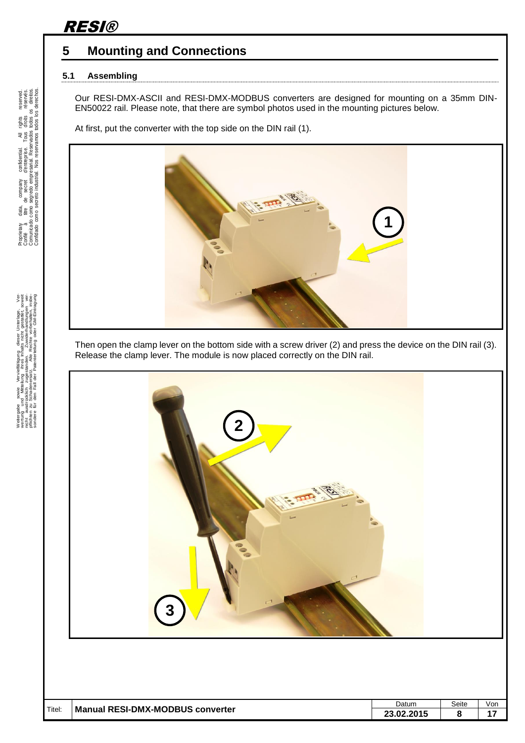# 5 Mounting and Connections

## 5.1 Assembling

Our RESI-DMX-ASCII and RESI-DMX-MODBUS converters are designed for mounting on a 35mm DIN-EN50022 rail. Please note, that there are symbol photos used in the mounting pictures below.

At first, put the converter with the top side on the DIN rail (1).

Then open the clamp lever on the bottom side with a screw driver (2) and press the device on the DIN rail (3). Release the clamp lever. The module is now placed correctly on the DIN rail.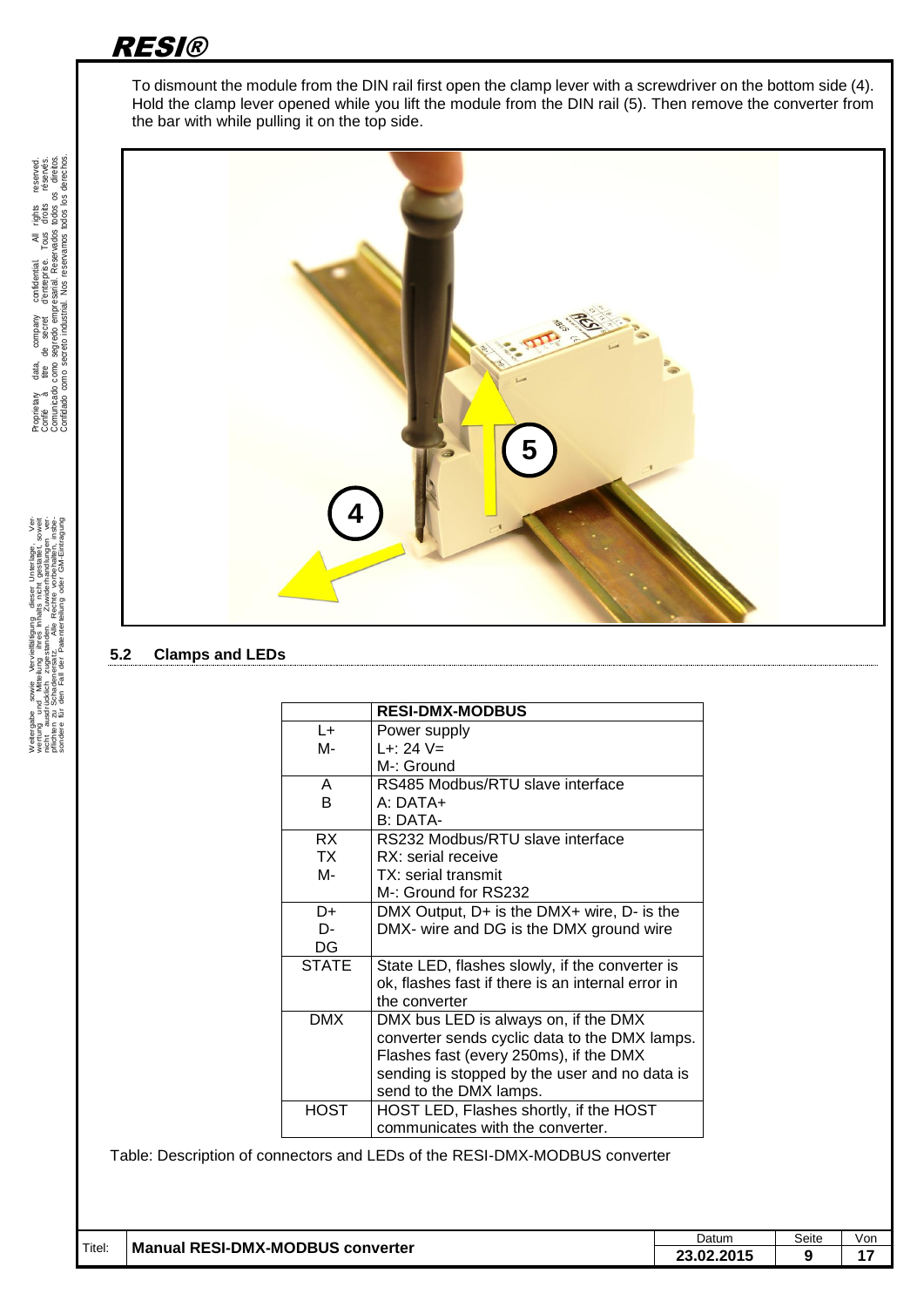To dismount the module from the DIN rail first open the clamp lever with a screwdriver on the bottom side (4). Hold the clamp lever opened while you lift the module from the DIN rail (5). Then remove the converter from the bar with while pulling it on the top side.

## 5.2 Clamps and LEDs

| | RESI-DMX-MODBUS |
|---|---|
| L+<br>M- | Power supply<br>L+: 24 V=<br>M-: Ground |
| A<br>B | RS485 Modbus/RTU slave interface<br>A: DATA+<br>B: DATA- |
| RX<br>TX<br>M- | RS232 Modbus/RTU slave interface<br>RX: serial receive<br>TX: serial transmit<br>M-: Ground for RS232 |
| D+<br>D-<br>DG | DMX Output, D+ is the DMX+ wire, D- is the DMX- wire and DG is the DMX ground wire |
| STATE | State LED, flashes slowly, if the converter is ok, flashes fast if there is an internal error in the converter |
| DMX | DMX bus LED is always on, if the DMX converter sends cyclic data to the DMX lamps. Flashes fast (every 250ms), if the DMX sending is stopped by the user and no data is send to the DMX lamps. |
| HOST | HOST LED, Flashes shortly, if the HOST communicates with the converter. |

Table: Description of connectors and LEDs of the RESI-DMX-MODBUS converter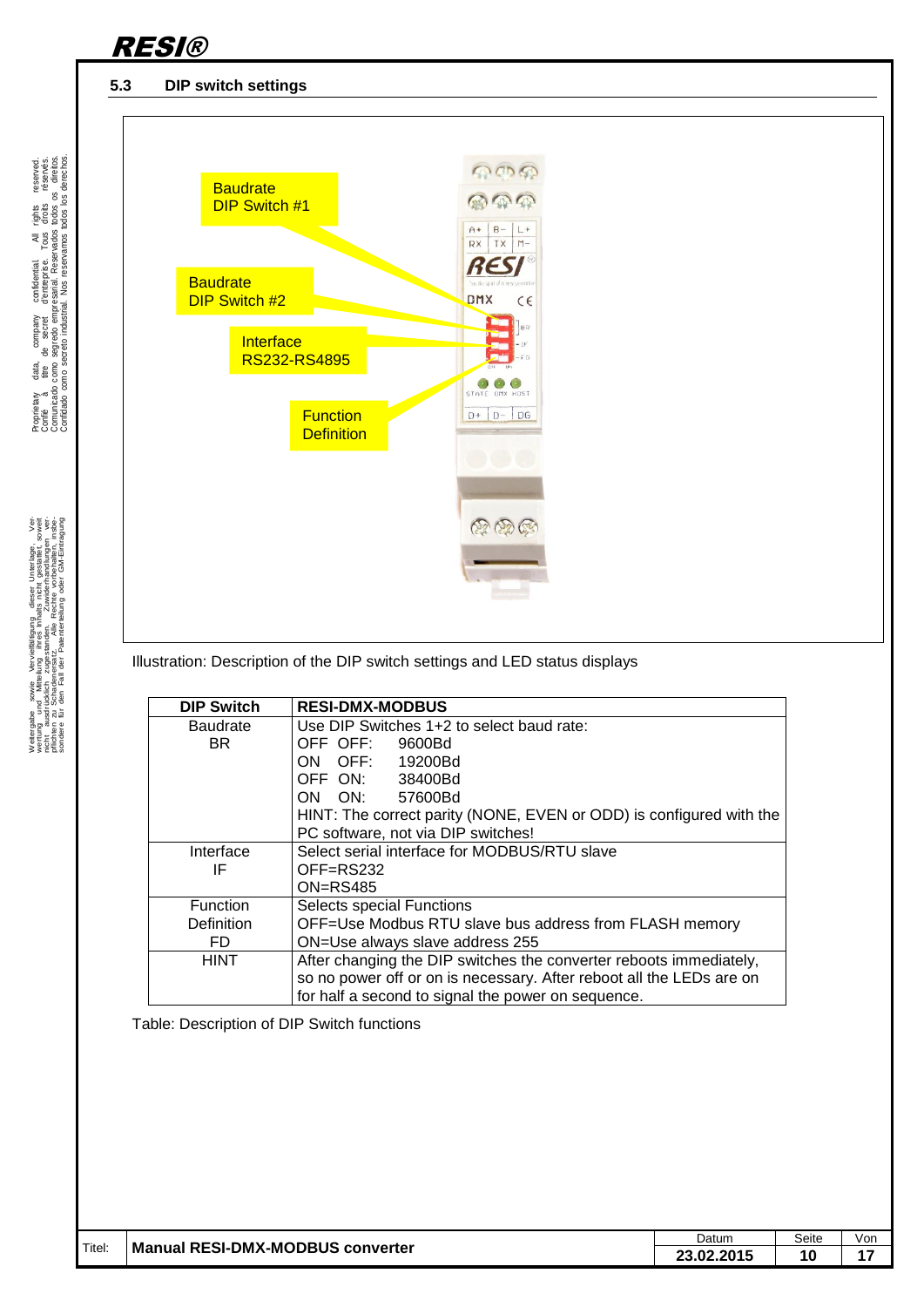## 5.3 DIP switch settings

Baudrate DIP Switch #1

Baudrate DIP Switch #2

Interface RS232-RS4895

Function Definition

Illustration: Description of the DIP switch settings and LED status displays

| DIP Switch | RESI-DMX-MODBUS |
|---|---|
| Baudrate<br>BR | Use DIP Switches 1+2 to select baud rate:<br>OFF OFF: 9600Bd<br>ON OFF: 19200Bd<br>OFF ON: 38400Bd<br>ON ON: 57600Bd<br>HINT: The correct parity (NONE, EVEN or ODD) is configured with the PC software, not via DIP switches! |
| Interface<br>IF | Select serial interface for MODBUS/RTU slave<br>OFF=RS232<br>ON=RS485 |
| Function<br>Definition<br>FD | Selects special Functions<br>OFF=Use Modbus RTU slave bus address from FLASH memory<br>ON=Use always slave address 255 |
| HINT | After changing the DIP switches the converter reboots immediately, so no power off or on is necessary. After reboot all the LEDs are on for half a second to signal the power on sequence. |

Table: Description of DIP Switch functions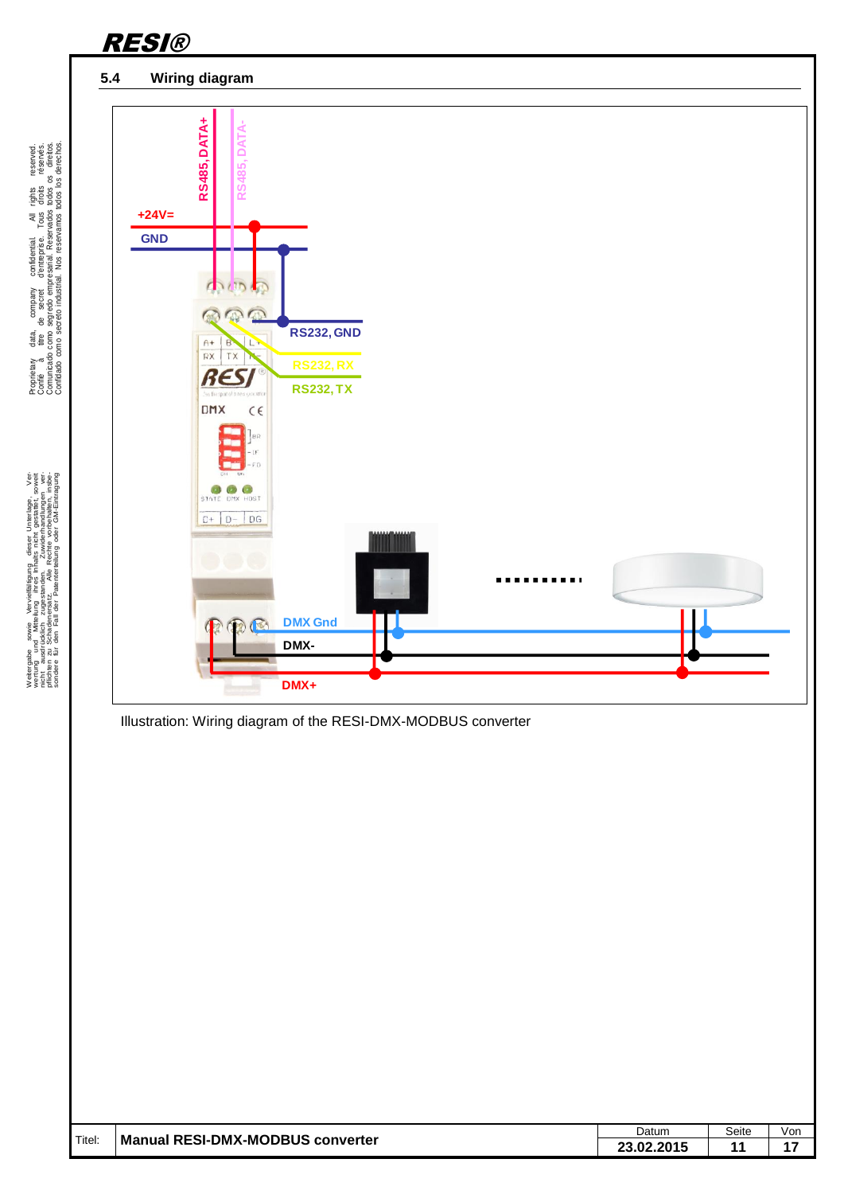## 5.4 Wiring diagram

RS485, DATA+

RS485, DATA-

+24V=

GND

RS232, GND

RS232, RX

RS232, TX

DMX Gnd

DMX-

DMX+

Illustration: Wiring diagram of the RESI-DMX-MODBUS converter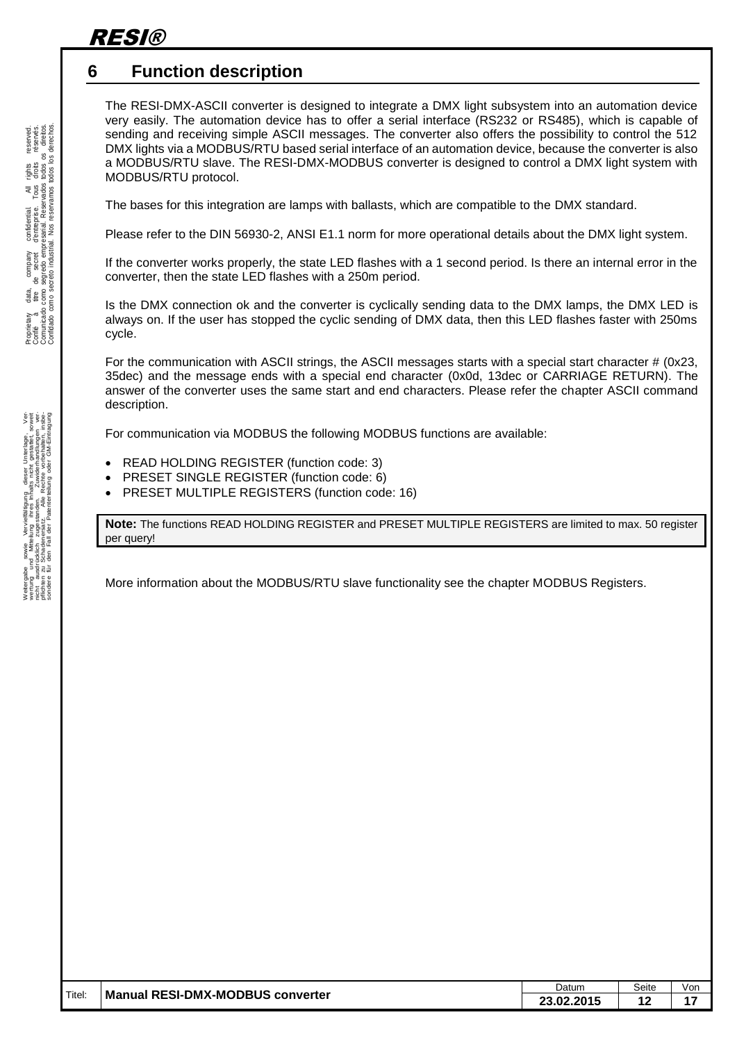# 6 Function description

The RESI-DMX-ASCII converter is designed to integrate a DMX light subsystem into an automation device very easily. The automation device has to offer a serial interface (RS232 or RS485), which is capable of sending and receiving simple ASCII messages. The converter also offers the possibility to control the 512 DMX lights via a MODBUS/RTU based serial interface of an automation device, because the converter is also a MODBUS/RTU slave. The RESI-DMX-MODBUS converter is designed to control a DMX light system with MODBUS/RTU protocol.

The bases for this integration are lamps with ballasts, which are compatible to the DMX standard.

Please refer to the DIN 56930-2, ANSI E1.1 norm for more operational details about the DMX light system.

If the converter works properly, the state LED flashes with a 1 second period. Is there an internal error in the converter, then the state LED flashes with a 250m period.

Is the DMX connection ok and the converter is cyclically sending data to the DMX lamps, the DMX LED is always on. If the user has stopped the cyclic sending of DMX data, then this LED flashes faster with 250ms cycle.

For the communication with ASCII strings, the ASCII messages starts with a special start character # (0x23, 35dec) and the message ends with a special end character (0x0d, 13dec or CARRIAGE RETURN). The answer of the converter uses the same start and end characters. Please refer the chapter ASCII command description.

For communication via MODBUS the following MODBUS functions are available:

- READ HOLDING REGISTER (function code: 3)
- PRESET SINGLE REGISTER (function code: 6)
- PRESET MULTIPLE REGISTERS (function code: 16)

**Note:** The functions READ HOLDING REGISTER and PRESET MULTIPLE REGISTERS are limited to max. 50 register per query!

More information about the MODBUS/RTU slave functionality see the chapter MODBUS Registers.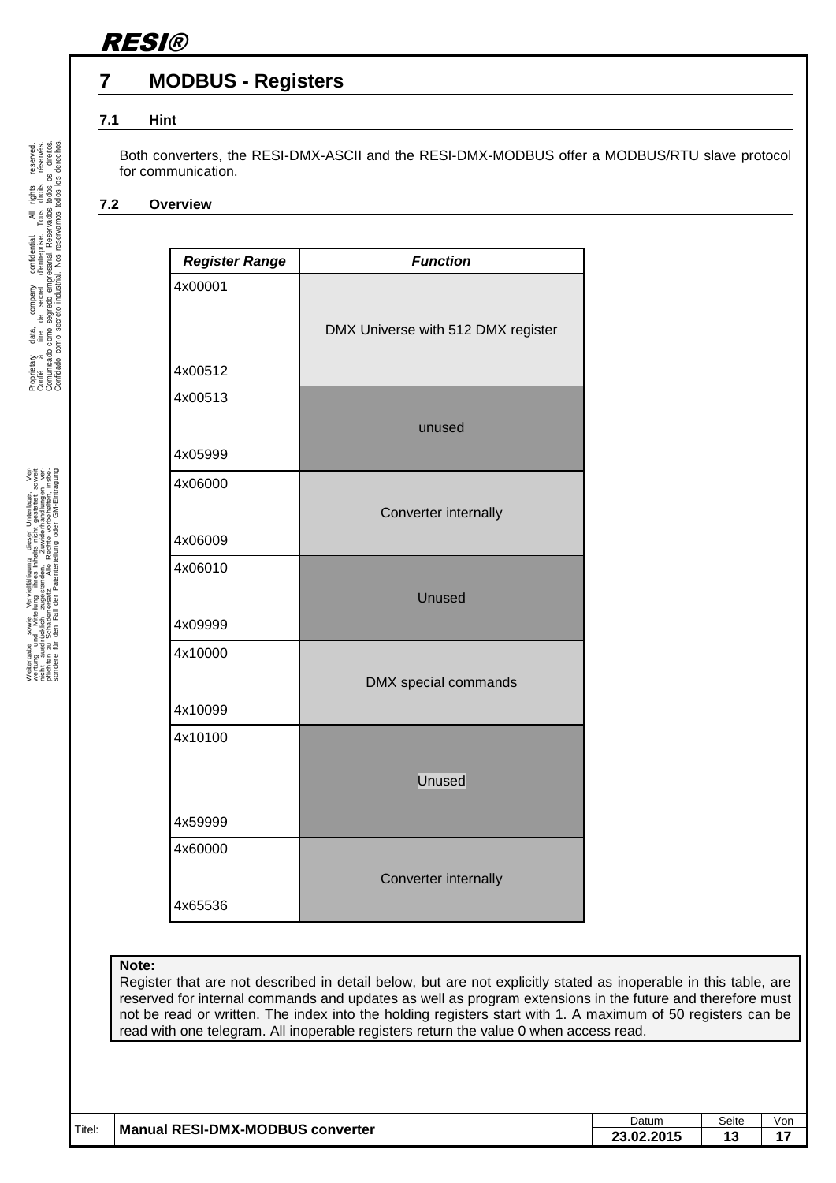# 7 MODBUS - Registers

## 7.1 Hint

Both converters, the RESI-DMX-ASCII and the RESI-DMX-MODBUS offer a MODBUS/RTU slave protocol for communication.

## 7.2 Overview

| *Register Range* | *Function* |
|---|---|
| 4x00001<br>4x00512 | DMX Universe with 512 DMX register |
| 4x00513<br>4x05999 | unused |
| 4x06000<br>4x06009 | Converter internally |
| 4x06010<br>4x09999 | Unused |
| 4x10000<br>4x10099 | DMX special commands |
| 4x10100<br>4x59999 | Unused |
| 4x60000<br>4x65536 | Converter internally |

**Note:**
Register that are not described in detail below, but are not explicitly stated as inoperable in this table, are reserved for internal commands and updates as well as program extensions in the future and therefore must not be read or written. The index into the holding registers start with 1. A maximum of 50 registers can be read with one telegram. All inoperable registers return the value 0 when access read.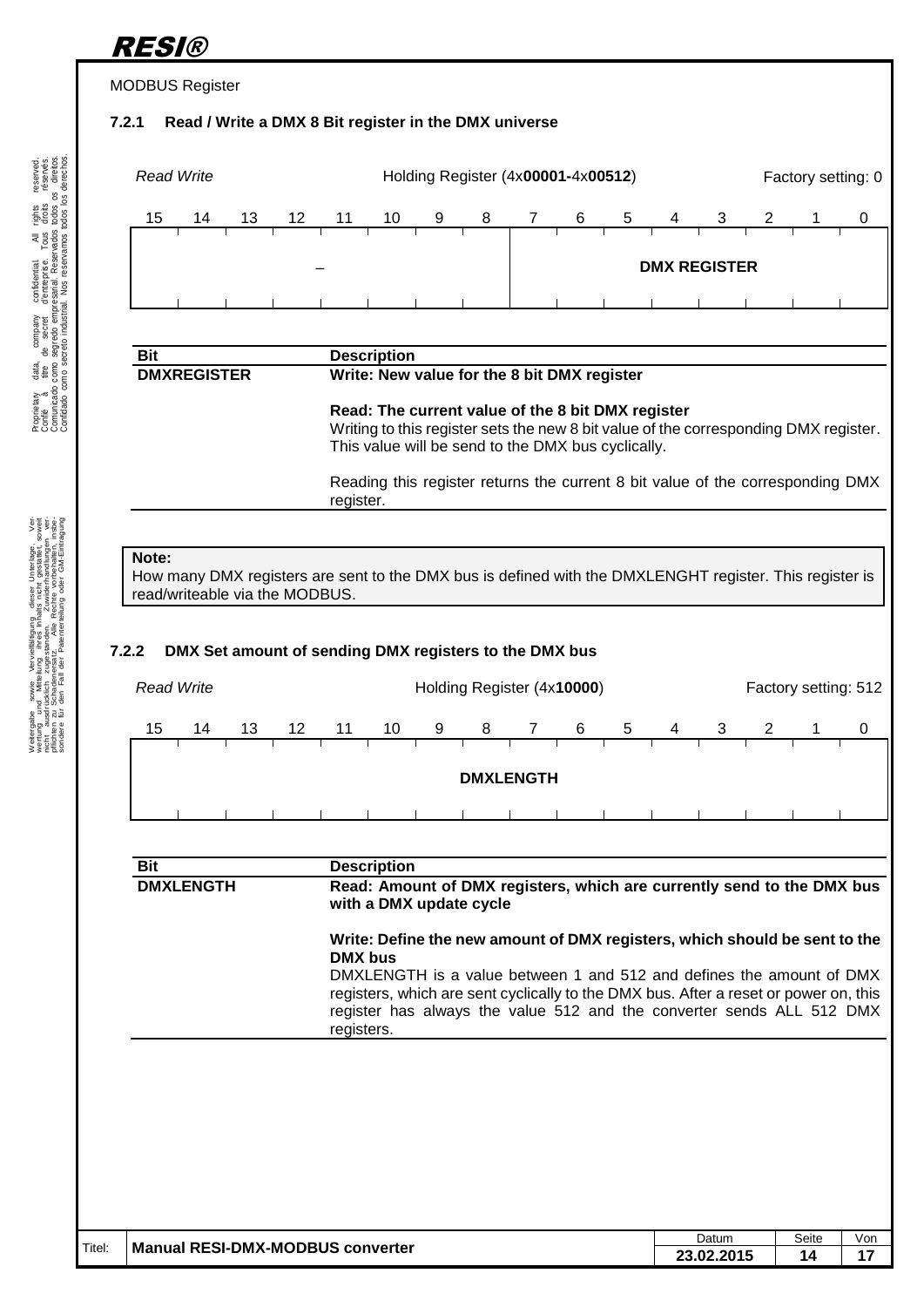MODBUS Register

### 7.2.1 Read / Write a DMX 8 Bit register in the DMX universe

*Read Write* Holding Register (4x**00001**-4x**00512**) Factory setting: 0

| 15 | 14 | 13 | 12 | 11 | 10 | 9 | 8 | 7 | 6 | 5 | 4 | 3 | 2 | 1 | 0 |
|---|---|---|---|---|---|---|---|---|---|---|---|---|---|---|---|
| – | | | | | | | | **DMX REGISTER** | | | | | | | |

| Bit | Description |
|---|---|
| **DMXREGISTER** | **Write: New value for the 8 bit DMX register**<br><br>**Read: The current value of the 8 bit DMX register**<br>Writing to this register sets the new 8 bit value of the corresponding DMX register. This value will be send to the DMX bus cyclically.<br><br>Reading this register returns the current 8 bit value of the corresponding DMX register. |

**Note:**
How many DMX registers are sent to the DMX bus is defined with the DMXLENGHT register. This register is read/writeable via the MODBUS.

### 7.2.2 DMX Set amount of sending DMX registers to the DMX bus

*Read Write* Holding Register (4x**10000**) Factory setting: 512

| 15 | 14 | 13 | 12 | 11 | 10 | 9 | 8 | 7 | 6 | 5 | 4 | 3 | 2 | 1 | 0 |
|---|---|---|---|---|---|---|---|---|---|---|---|---|---|---|---|
| **DMXLENGTH** | | | | | | | | | | | | | | | |

| Bit | Description |
|---|---|
| **DMXLENGTH** | **Read: Amount of DMX registers, which are currently send to the DMX bus with a DMX update cycle**<br><br>**Write: Define the new amount of DMX registers, which should be sent to the DMX bus**<br>DMXLENGTH is a value between 1 and 512 and defines the amount of DMX registers, which are sent cyclically to the DMX bus. After a reset or power on, this register has always the value 512 and the converter sends ALL 512 DMX registers. |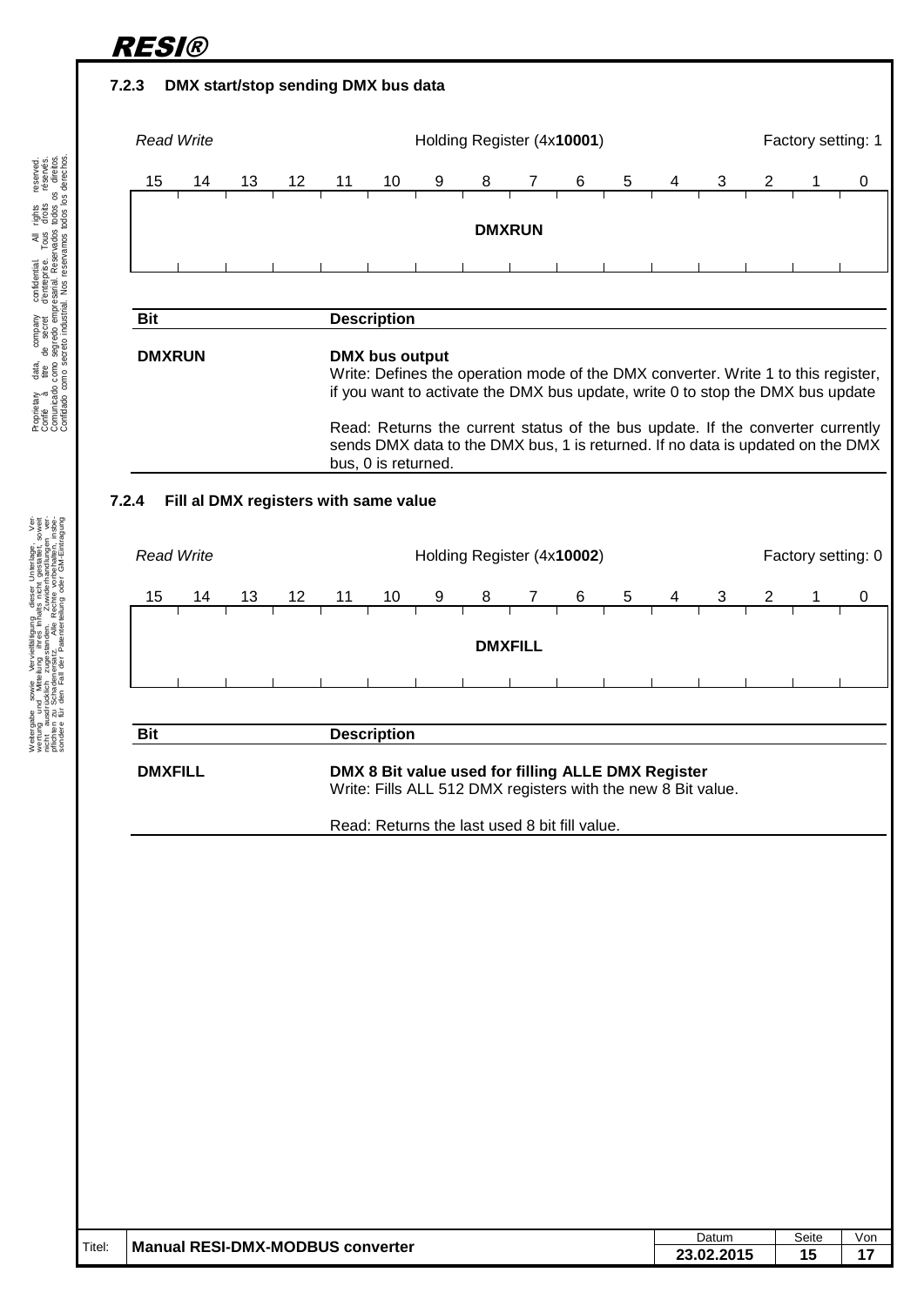### 7.2.3 DMX start/stop sending DMX bus data

*Read Write* Holding Register (4x**10001**) Factory setting: 1

| 15 | 14 | 13 | 12 | 11 | 10 | 9 | 8 | 7 | 6 | 5 | 4 | 3 | 2 | 1 | 0 |
|---|---|---|---|---|---|---|---|---|---|---|---|---|---|---|---|
| **DMXRUN** | | | | | | | | | | | | | | | |

| Bit | Description |
|---|---|
| **DMXRUN** | **DMX bus output**<br>Write: Defines the operation mode of the DMX converter. Write 1 to this register, if you want to activate the DMX bus update, write 0 to stop the DMX bus update<br><br>Read: Returns the current status of the bus update. If the converter currently sends DMX data to the DMX bus, 1 is returned. If no data is updated on the DMX bus, 0 is returned. |

### 7.2.4 Fill al DMX registers with same value

*Read Write* Holding Register (4x**10002**) Factory setting: 0

| 15 | 14 | 13 | 12 | 11 | 10 | 9 | 8 | 7 | 6 | 5 | 4 | 3 | 2 | 1 | 0 |
|---|---|---|---|---|---|---|---|---|---|---|---|---|---|---|---|
| **DMXFILL** | | | | | | | | | | | | | | | |

| Bit | Description |
|---|---|
| **DMXFILL** | **DMX 8 Bit value used for filling ALLE DMX Register**<br>Write: Fills ALL 512 DMX registers with the new 8 Bit value.<br><br>Read: Returns the last used 8 bit fill value. |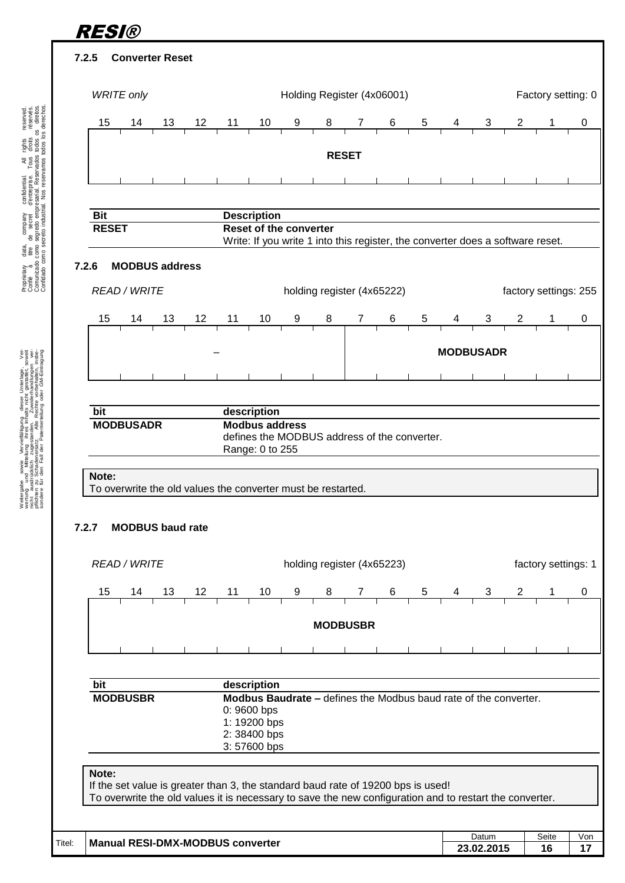### 7.2.5 Converter Reset

*WRITE only* — Holding Register (4x06001) — Factory setting: 0

| 15 | 14 | 13 | 12 | 11 | 10 | 9 | 8 | 7 | 6 | 5 | 4 | 3 | 2 | 1 | 0 |
|---|---|---|---|---|---|---|---|---|---|---|---|---|---|---|---|
| RESET | | | | | | | | | | | | | | | |

| Bit | Description |
|---|---|
| **RESET** | **Reset of the converter**<br>Write: If you write 1 into this register, the converter does a software reset. |

### 7.2.6 MODBUS address

*READ / WRITE* — holding register (4x65222) — factory settings: 255

| 15 | 14 | 13 | 12 | 11 | 10 | 9 | 8 | 7 | 6 | 5 | 4 | 3 | 2 | 1 | 0 |
|---|---|---|---|---|---|---|---|---|---|---|---|---|---|---|---|
| – | | | | | | | | MODBUSADR | | | | | | | |

| bit | description |
|---|---|
| **MODBUSADR** | **Modbus address**<br>defines the MODBUS address of the converter.<br>Range: 0 to 255 |

**Note:**
To overwrite the old values the converter must be restarted.

### 7.2.7 MODBUS baud rate

*READ / WRITE* — holding register (4x65223) — factory settings: 1

| 15 | 14 | 13 | 12 | 11 | 10 | 9 | 8 | 7 | 6 | 5 | 4 | 3 | 2 | 1 | 0 |
|---|---|---|---|---|---|---|---|---|---|---|---|---|---|---|---|
| MODBUSBR | | | | | | | | | | | | | | | |

| bit | description |
|---|---|
| **MODBUSBR** | **Modbus Baudrate –** defines the Modbus baud rate of the converter.<br>0: 9600 bps<br>1: 19200 bps<br>2: 38400 bps<br>3: 57600 bps |

**Note:**
If the set value is greater than 3, the standard baud rate of 19200 bps is used!
To overwrite the old values it is necessary to save the new configuration and to restart the converter.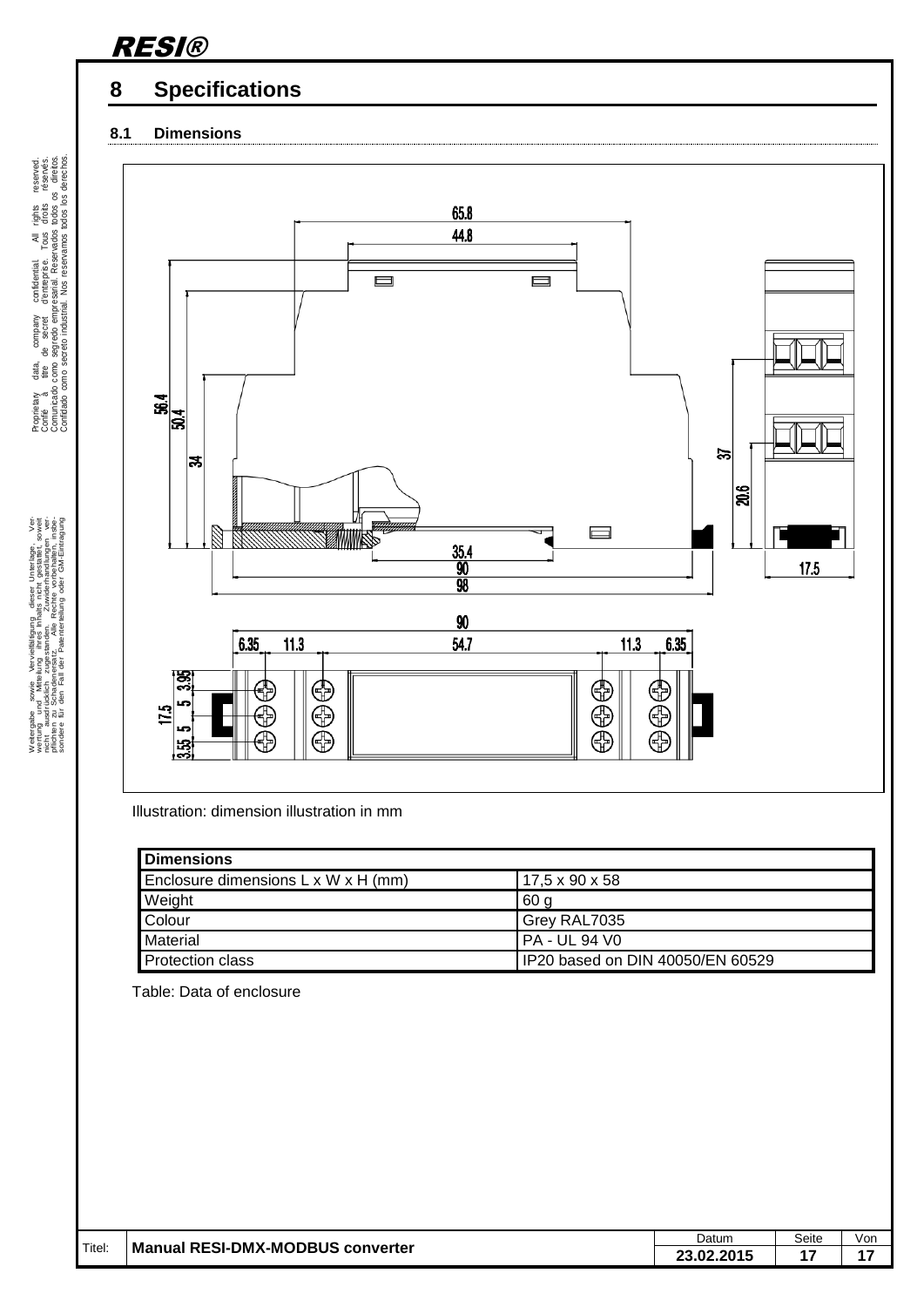# 8 Specifications

### 8.1 Dimensions

65.8
44.8
56.4
50.4
34
37
20.6
35.4
90
98
17.5
90
6.35
11.3
54.7
11.3
6.35
17.5
3.95
5
5
3.55

Illustration: dimension illustration in mm

| Dimensions | |
|---|---|
| Enclosure dimensions L x W x H (mm) | 17,5 x 90 x 58 |
| Weight | 60 g |
| Colour | Grey RAL7035 |
| Material | PA - UL 94 V0 |
| Protection class | IP20 based on DIN 40050/EN 60529 |

Table: Data of enclosure